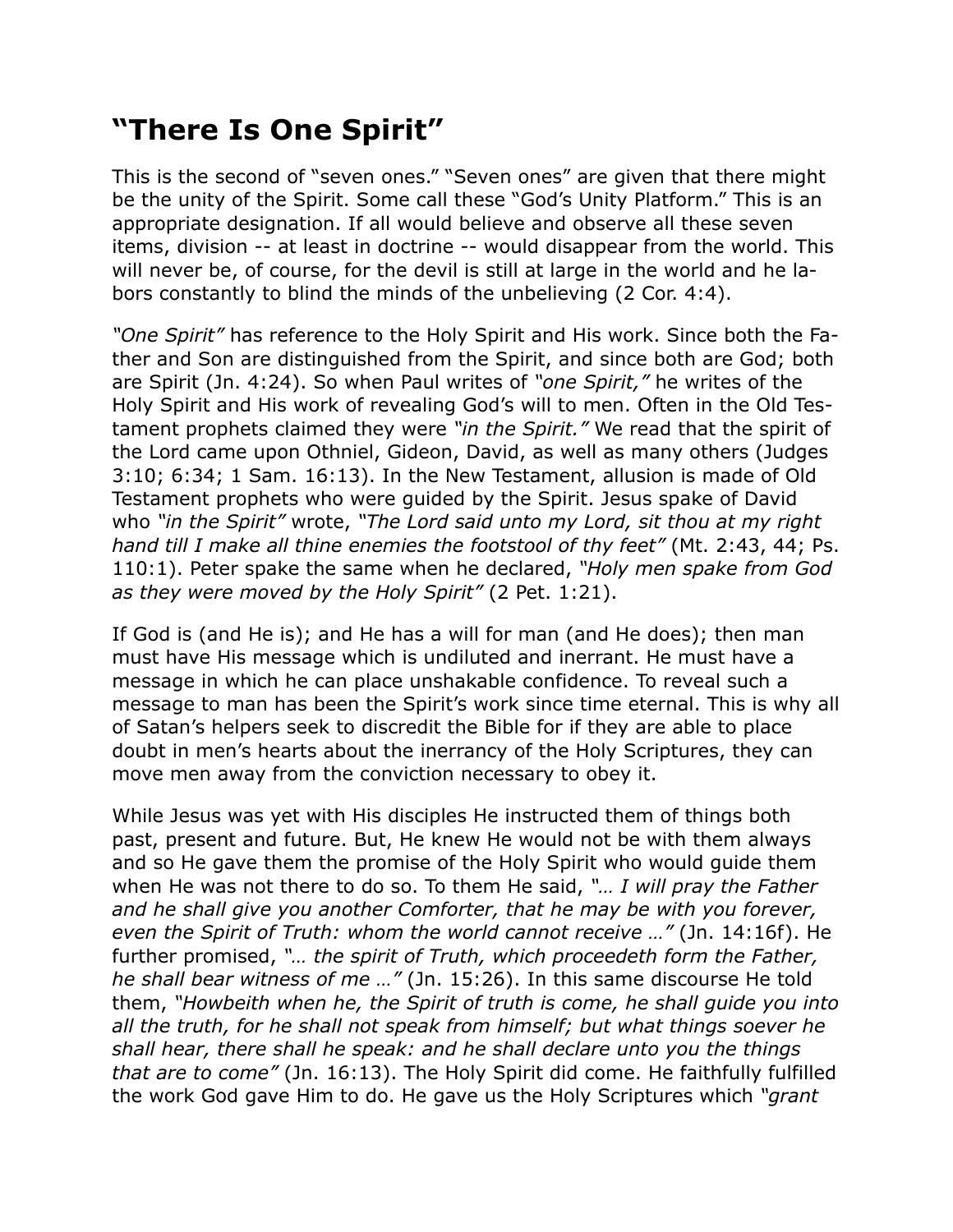# "There Is One Spirit"

This is the second of "seven ones." "Seven ones" are given that there might be the unity of the Spirit. Some call these "God's Unity Platform." This is an appropriate designation. If all would believe and observe all these seven items, division -- at least in doctrine -- would disappear from the world. This will never be, of course, for the devil is still at large in the world and he labors constantly to blind the minds of the unbelieving (2 Cor. 4:4).

*"One Spirit"* has reference to the Holy Spirit and His work. Since both the Father and Son are distinguished from the Spirit, and since both are God; both are Spirit (Jn. 4:24). So when Paul writes of *"one Spirit,"* he writes of the Holy Spirit and His work of revealing God's will to men. Often in the Old Testament prophets claimed they were *"in the Spirit."* We read that the spirit of the Lord came upon Othniel, Gideon, David, as well as many others (Judges 3:10; 6:34; 1 Sam. 16:13). In the New Testament, allusion is made of Old Testament prophets who were guided by the Spirit. Jesus spake of David who *"in the Spirit"* wrote, *"The Lord said unto my Lord, sit thou at my right hand till I make all thine enemies the footstool of thy feet"* (Mt. 2:43, 44; Ps. 110:1). Peter spake the same when he declared, *"Holy men spake from God as they were moved by the Holy Spirit"* (2 Pet. 1:21).

If God is (and He is); and He has a will for man (and He does); then man must have His message which is undiluted and inerrant. He must have a message in which he can place unshakable confidence. To reveal such a message to man has been the Spirit's work since time eternal. This is why all of Satan's helpers seek to discredit the Bible for if they are able to place doubt in men's hearts about the inerrancy of the Holy Scriptures, they can move men away from the conviction necessary to obey it.

While Jesus was yet with His disciples He instructed them of things both past, present and future. But, He knew He would not be with them always and so He gave them the promise of the Holy Spirit who would guide them when He was not there to do so. To them He said, *"… I will pray the Father and he shall give you another Comforter, that he may be with you forever, even the Spirit of Truth: whom the world cannot receive …"* (Jn. 14:16f). He further promised, *"… the spirit of Truth, which proceedeth form the Father, he shall bear witness of me …"* (Jn. 15:26). In this same discourse He told them, *"Howbeith when he, the Spirit of truth is come, he shall guide you into all the truth, for he shall not speak from himself; but what things soever he shall hear, there shall he speak: and he shall declare unto you the things that are to come"* (Jn. 16:13). The Holy Spirit did come. He faithfully fulfilled the work God gave Him to do. He gave us the Holy Scriptures which *"grant*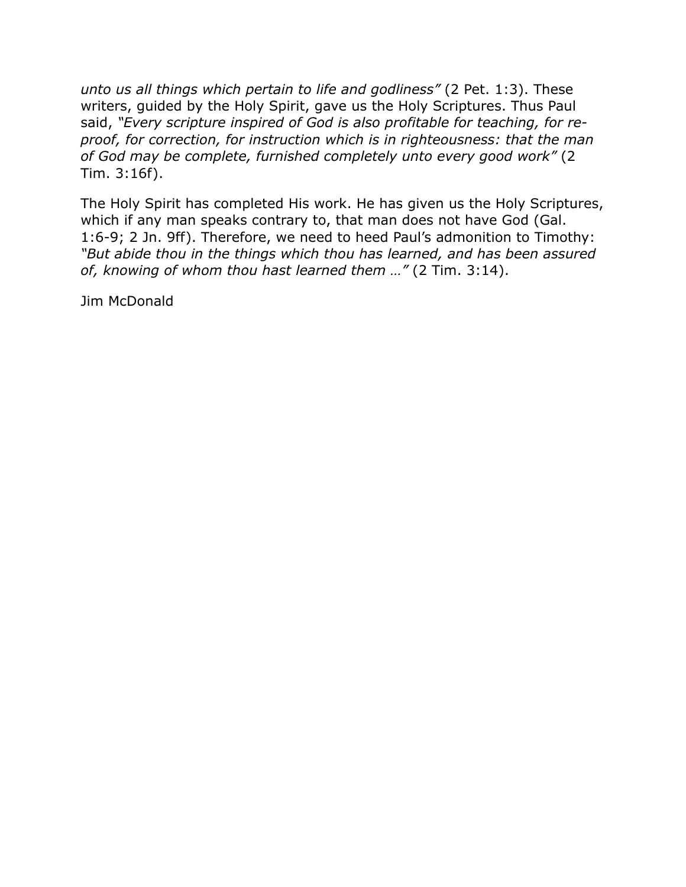*unto us all things which pertain to life and godliness"* (2 Pet. 1:3). These writers, guided by the Holy Spirit, gave us the Holy Scriptures. Thus Paul said, *"Every scripture inspired of God is also profitable for teaching, for reproof, for correction, for instruction which is in righteousness: that the man of God may be complete, furnished completely unto every good work"* (2 Tim. 3:16f).

The Holy Spirit has completed His work. He has given us the Holy Scriptures, which if any man speaks contrary to, that man does not have God (Gal. 1:6-9; 2 Jn. 9ff). Therefore, we need to heed Paul's admonition to Timothy: *"But abide thou in the things which thou has learned, and has been assured of, knowing of whom thou hast learned them …"* (2 Tim. 3:14).

Jim McDonald